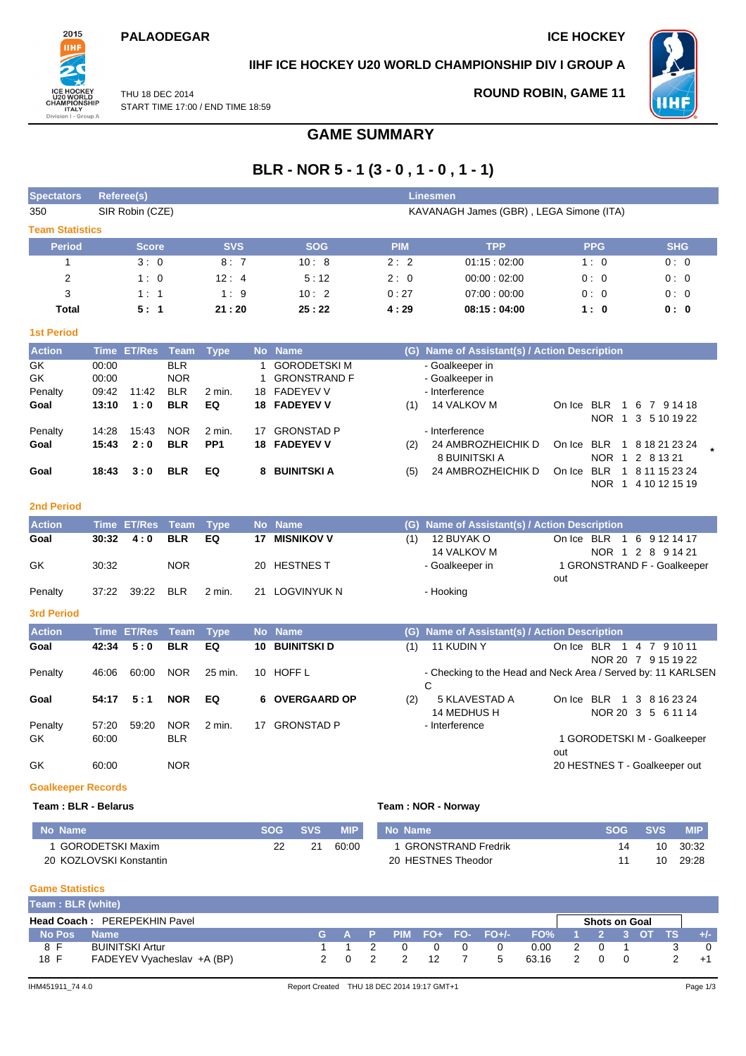**PALAODEGAR** **ICE HOCKEY**

**IIHF ICE HOCKEY U20 WORLD CHAMPIONSHIP DIV I GROUP A**

THU 18 DEC 2014
START TIME 17:00 / END TIME 18:59

**ROUND ROBIN, GAME 11**

# GAME SUMMARY

## BLR - NOR 5 - 1 (3 - 0 , 1 - 0 , 1 - 1)

| Spectators | Referee(s) | Linesmen |
|---|---|---|
| 350 | SIR Robin (CZE) | KAVANAGH James (GBR) , LEGA Simone (ITA) |

### Team Statistics

| Period | Score | SVS | SOG | PIM | TPP | PPG | SHG |
|---|---|---|---|---|---|---|---|
| 1 | 3 : 0 | 8 : 7 | 10 : 8 | 2 : 2 | 01:15 : 02:00 | 1 : 0 | 0 : 0 |
| 2 | 1 : 0 | 12 : 4 | 5 : 12 | 2 : 0 | 00:00 : 02:00 | 0 : 0 | 0 : 0 |
| 3 | 1 : 1 | 1 : 9 | 10 : 2 | 0 : 27 | 07:00 : 00:00 | 0 : 0 | 0 : 0 |
| **Total** | **5 : 1** | **21 : 20** | **25 : 22** | **4 : 29** | **08:15 : 04:00** | **1 : 0** | **0 : 0** |

### 1st Period

| Action | Time | ET/Res | Team | Type | No | Name | (G) | Name of Assistant(s) / Action Description | On Ice |
|---|---|---|---|---|---|---|---|---|---|
| GK | 00:00 | | BLR | | 1 | GORODETSKI M | | - Goalkeeper in | |
| GK | 00:00 | | NOR | | 1 | GRONSTRAND F | | - Goalkeeper in | |
| Penalty | 09:42 | 11:42 | BLR | 2 min. | 18 | FADEYEV V | | - Interference | |
| **Goal** | **13:10** | **1 : 0** | **BLR** | **EQ** | **18** | **FADEYEV V** | (1) | 14 VALKOV M | On Ice BLR 1 6 7 9 14 18 / NOR 1 3 5 10 19 22 |
| Penalty | 14:28 | 15:43 | NOR | 2 min. | 17 | GRONSTAD P | | - Interference | |
| **Goal** | **15:43** | **2 : 0** | **BLR** | **PP1** | **18** | **FADEYEV V** | (2) | 24 AMBROZHEICHIK D, 8 BUINITSKI A | On Ice BLR 1 8 18 21 23 24 / NOR 1 2 8 13 21 * |
| **Goal** | **18:43** | **3 : 0** | **BLR** | **EQ** | **8** | **BUINITSKI A** | (5) | 24 AMBROZHEICHIK D | On Ice BLR 1 8 11 15 23 24 / NOR 1 4 10 12 15 19 |

### 2nd Period

| Action | Time | ET/Res | Team | Type | No | Name | (G) | Name of Assistant(s) / Action Description | On Ice |
|---|---|---|---|---|---|---|---|---|---|
| **Goal** | **30:32** | **4 : 0** | **BLR** | **EQ** | **17** | **MISNIKOV V** | (1) | 12 BUYAK O, 14 VALKOV M | On Ice BLR 1 6 9 12 14 17 / NOR 1 2 8 9 14 21 |
| GK | 30:32 | | NOR | | 20 | HESTNES T | | - Goalkeeper in | 1 GRONSTRAND F - Goalkeeper out |
| Penalty | 37:22 | 39:22 | BLR | 2 min. | 21 | LOGVINYUK N | | - Hooking | |

### 3rd Period

| Action | Time | ET/Res | Team | Type | No | Name | (G) | Name of Assistant(s) / Action Description | On Ice |
|---|---|---|---|---|---|---|---|---|---|
| **Goal** | **42:34** | **5 : 0** | **BLR** | **EQ** | **10** | **BUINITSKI D** | (1) | 11 KUDIN Y | On Ice BLR 1 4 7 9 10 11 / NOR 20 7 9 15 19 22 |
| Penalty | 46:06 | 60:00 | NOR | 25 min. | 10 | HOFF L | | - Checking to the Head and Neck Area / Served by: 11 KARLSEN C | |
| **Goal** | **54:17** | **5 : 1** | **NOR** | **EQ** | **6** | **OVERGAARD OP** | (2) | 5 KLAVESTAD A, 14 MEDHUS H | On Ice BLR 1 3 8 16 23 24 / NOR 20 3 5 6 11 14 |
| Penalty | 57:20 | 59:20 | NOR | 2 min. | 17 | GRONSTAD P | | - Interference | |
| GK | 60:00 | | BLR | | | | | | 1 GORODETSKI M - Goalkeeper out |
| GK | 60:00 | | NOR | | | | | | 20 HESTNES T - Goalkeeper out |

### Goalkeeper Records

**Team : BLR - Belarus**

| No | Name | SOG | SVS | MIP |
|---|---|---|---|---|
| 1 | GORODETSKI Maxim | 22 | 21 | 60:00 |
| 20 | KOZLOVSKI Konstantin | | | |

**Team : NOR - Norway**

| No | Name | SOG | SVS | MIP |
|---|---|---|---|---|
| 1 | GRONSTRAND Fredrik | 14 | 10 | 30:32 |
| 20 | HESTNES Theodor | 11 | 10 | 29:28 |

### Game Statistics

**Team : BLR (white)**

**Head Coach :** PEREPEKHIN Pavel

| No | Pos | Name | G | A | P | PIM | FO+ | FO- | FO+/- | FO% | 1 | 2 | 3 | OT | TS | +/- |
|---|---|---|---|---|---|---|---|---|---|---|---|---|---|---|---|---|
| | | | | | | | | | | | Shots on Goal | | | | | |
| 8 | F | BUINITSKI Artur | 1 | 1 | 2 | 0 | 0 | 0 | 0 | 0.00 | 2 | 0 | 1 | | 3 | 0 |
| 18 | F | FADEYEV Vyacheslav +A (BP) | 2 | 0 | 2 | 2 | 12 | 7 | 5 | 63.16 | 2 | 0 | 0 | | 2 | +1 |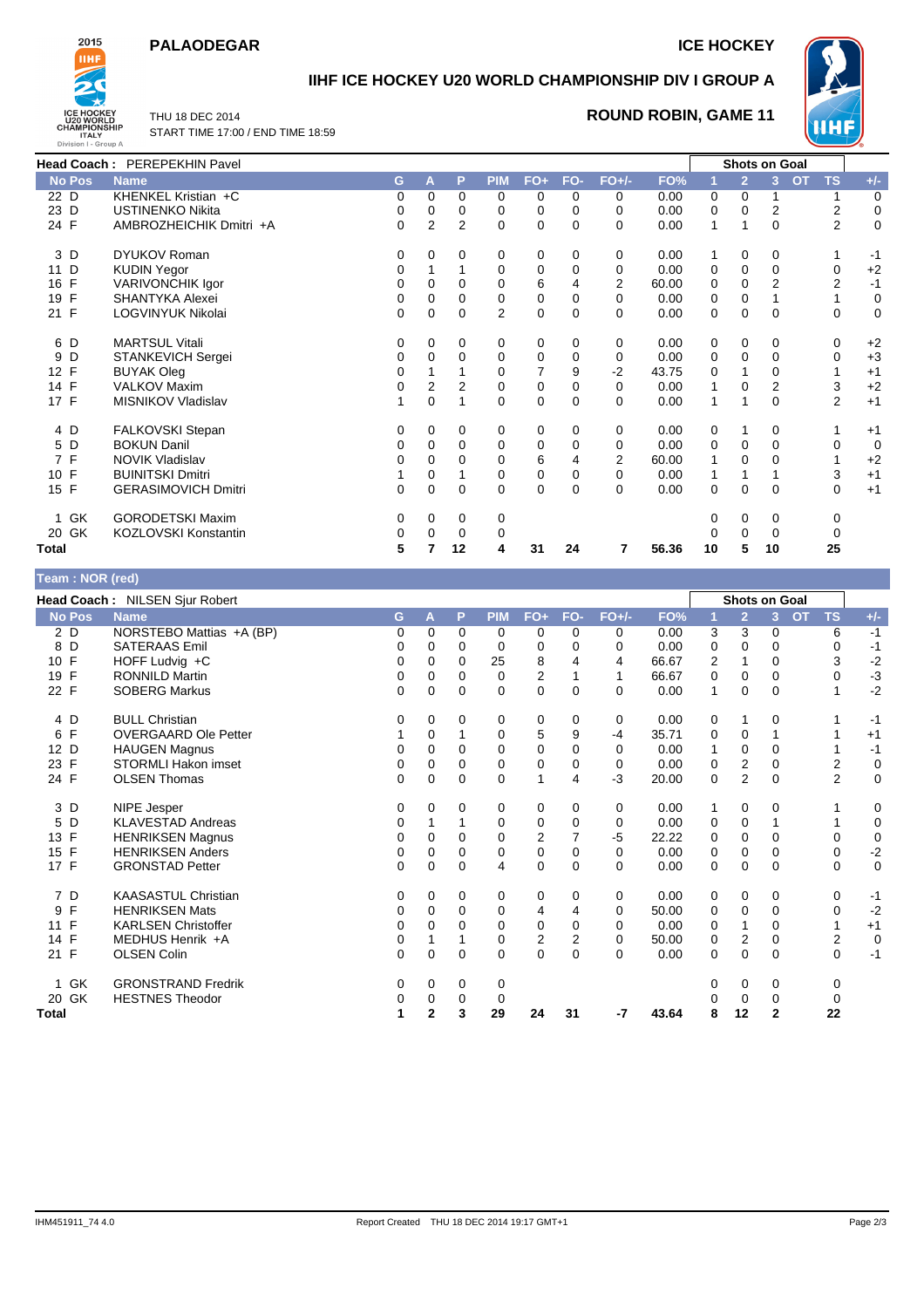# PALAODEGAR

# ICE HOCKEY

## IIHF ICE HOCKEY U20 WORLD CHAMPIONSHIP DIV I GROUP A

THU 18 DEC 2014
START TIME 17:00 / END TIME 18:59

### ROUND ROBIN, GAME 11

**Head Coach :** PEREPEKHIN Pavel

| No | Pos | Name | G | A | P | PIM | FO+ | FO- | FO+/- | FO% | Shots on Goal 1 | 2 | 3 | OT | TS | +/- |
|---|---|---|---|---|---|---|---|---|---|---|---|---|---|---|---|---|
| 22 | D | KHENKEL Kristian +C | 0 | 0 | 0 | 0 | 0 | 0 | 0 | 0.00 | 0 | 0 | 1 | | 1 | 0 |
| 23 | D | USTINENKO Nikita | 0 | 0 | 0 | 0 | 0 | 0 | 0 | 0.00 | 0 | 0 | 2 | | 2 | 0 |
| 24 | F | AMBROZHEICHIK Dmitri +A | 0 | 2 | 2 | 0 | 0 | 0 | 0 | 0.00 | 1 | 1 | 0 | | 2 | 0 |
| 3 | D | DYUKOV Roman | 0 | 0 | 0 | 0 | 0 | 0 | 0 | 0.00 | 1 | 0 | 0 | | 1 | -1 |
| 11 | D | KUDIN Yegor | 0 | 1 | 1 | 0 | 0 | 0 | 0 | 0.00 | 0 | 0 | 0 | | 0 | +2 |
| 16 | F | VARIVONCHIK Igor | 0 | 0 | 0 | 0 | 6 | 4 | 2 | 60.00 | 0 | 0 | 2 | | 2 | -1 |
| 19 | F | SHANTYKA Alexei | 0 | 0 | 0 | 0 | 0 | 0 | 0 | 0.00 | 0 | 0 | 1 | | 1 | 0 |
| 21 | F | LOGVINYUK Nikolai | 0 | 0 | 0 | 2 | 0 | 0 | 0 | 0.00 | 0 | 0 | 0 | | 0 | 0 |
| 6 | D | MARTSUL Vitali | 0 | 0 | 0 | 0 | 0 | 0 | 0 | 0.00 | 0 | 0 | 0 | | 0 | +2 |
| 9 | D | STANKEVICH Sergei | 0 | 0 | 0 | 0 | 0 | 0 | 0 | 0.00 | 0 | 0 | 0 | | 0 | +3 |
| 12 | F | BUYAK Oleg | 0 | 1 | 1 | 0 | 7 | 9 | -2 | 43.75 | 0 | 1 | 0 | | 1 | +1 |
| 14 | F | VALKOV Maxim | 0 | 2 | 2 | 0 | 0 | 0 | 0 | 0.00 | 1 | 0 | 2 | | 3 | +2 |
| 17 | F | MISNIKOV Vladislav | 1 | 0 | 1 | 0 | 0 | 0 | 0 | 0.00 | 1 | 1 | 0 | | 2 | +1 |
| 4 | D | FALKOVSKI Stepan | 0 | 0 | 0 | 0 | 0 | 0 | 0 | 0.00 | 0 | 1 | 0 | | 1 | +1 |
| 5 | D | BOKUN Danil | 0 | 0 | 0 | 0 | 0 | 0 | 0 | 0.00 | 0 | 0 | 0 | | 0 | 0 |
| 7 | F | NOVIK Vladislav | 0 | 0 | 0 | 0 | 6 | 4 | 2 | 60.00 | 1 | 0 | 0 | | 1 | +2 |
| 10 | F | BUINITSKI Dmitri | 1 | 0 | 1 | 0 | 0 | 0 | 0 | 0.00 | 1 | 1 | 1 | | 3 | +1 |
| 15 | F | GERASIMOVICH Dmitri | 0 | 0 | 0 | 0 | 0 | 0 | 0 | 0.00 | 0 | 0 | 0 | | 0 | +1 |
| 1 | GK | GORODETSKI Maxim | 0 | 0 | 0 | 0 | | | | | 0 | 0 | 0 | | 0 | |
| 20 | GK | KOZLOVSKI Konstantin | 0 | 0 | 0 | 0 | | | | | 0 | 0 | 0 | | 0 | |
| **Total** | | | **5** | **7** | **12** | **4** | **31** | **24** | **7** | **56.36** | **10** | **5** | **10** | | **25** | |

## Team : NOR (red)

**Head Coach :** NILSEN Sjur Robert

| No | Pos | Name | G | A | P | PIM | FO+ | FO- | FO+/- | FO% | Shots on Goal 1 | 2 | 3 | OT | TS | +/- |
|---|---|---|---|---|---|---|---|---|---|---|---|---|---|---|---|---|
| 2 | D | NORSTEBO Mattias +A (BP) | 0 | 0 | 0 | 0 | 0 | 0 | 0 | 0.00 | 3 | 3 | 0 | | 6 | -1 |
| 8 | D | SATERAAS Emil | 0 | 0 | 0 | 0 | 0 | 0 | 0 | 0.00 | 0 | 0 | 0 | | 0 | -1 |
| 10 | F | HOFF Ludvig +C | 0 | 0 | 0 | 25 | 8 | 4 | 4 | 66.67 | 2 | 1 | 0 | | 3 | -2 |
| 19 | F | RONNILD Martin | 0 | 0 | 0 | 0 | 2 | 1 | 1 | 66.67 | 0 | 0 | 0 | | 0 | -3 |
| 22 | F | SOBERG Markus | 0 | 0 | 0 | 0 | 0 | 0 | 0 | 0.00 | 1 | 0 | 0 | | 1 | -2 |
| 4 | D | BULL Christian | 0 | 0 | 0 | 0 | 0 | 0 | 0 | 0.00 | 0 | 1 | 0 | | 1 | -1 |
| 6 | F | OVERGAARD Ole Petter | 1 | 0 | 1 | 0 | 5 | 9 | -4 | 35.71 | 0 | 0 | 1 | | 1 | +1 |
| 12 | D | HAUGEN Magnus | 0 | 0 | 0 | 0 | 0 | 0 | 0 | 0.00 | 1 | 0 | 0 | | 1 | -1 |
| 23 | F | STORMLI Hakon imset | 0 | 0 | 0 | 0 | 0 | 0 | 0 | 0.00 | 0 | 2 | 0 | | 2 | 0 |
| 24 | F | OLSEN Thomas | 0 | 0 | 0 | 0 | 1 | 4 | -3 | 20.00 | 0 | 2 | 0 | | 2 | 0 |
| 3 | D | NIPE Jesper | 0 | 0 | 0 | 0 | 0 | 0 | 0 | 0.00 | 1 | 0 | 0 | | 1 | 0 |
| 5 | D | KLAVESTAD Andreas | 0 | 1 | 1 | 0 | 0 | 0 | 0 | 0.00 | 0 | 0 | 1 | | 1 | 0 |
| 13 | F | HENRIKSEN Magnus | 0 | 0 | 0 | 0 | 2 | 7 | -5 | 22.22 | 0 | 0 | 0 | | 0 | 0 |
| 15 | F | HENRIKSEN Anders | 0 | 0 | 0 | 0 | 0 | 0 | 0 | 0.00 | 0 | 0 | 0 | | 0 | -2 |
| 17 | F | GRONSTAD Petter | 0 | 0 | 0 | 4 | 0 | 0 | 0 | 0.00 | 0 | 0 | 0 | | 0 | 0 |
| 7 | D | KAASASTUL Christian | 0 | 0 | 0 | 0 | 0 | 0 | 0 | 0.00 | 0 | 0 | 0 | | 0 | -1 |
| 9 | F | HENRIKSEN Mats | 0 | 0 | 0 | 0 | 4 | 4 | 0 | 50.00 | 0 | 0 | 0 | | 0 | -2 |
| 11 | F | KARLSEN Christoffer | 0 | 0 | 0 | 0 | 0 | 0 | 0 | 0.00 | 0 | 1 | 0 | | 1 | +1 |
| 14 | F | MEDHUS Henrik +A | 0 | 1 | 1 | 0 | 2 | 2 | 0 | 50.00 | 0 | 2 | 0 | | 2 | 0 |
| 21 | F | OLSEN Colin | 0 | 0 | 0 | 0 | 0 | 0 | 0 | 0.00 | 0 | 0 | 0 | | 0 | -1 |
| 1 | GK | GRONSTRAND Fredrik | 0 | 0 | 0 | 0 | | | | | 0 | 0 | 0 | | 0 | |
| 20 | GK | HESTNES Theodor | 0 | 0 | 0 | 0 | | | | | 0 | 0 | 0 | | 0 | |
| **Total** | | | **1** | **2** | **3** | **29** | **24** | **31** | **-7** | **43.64** | **8** | **12** | **2** | | **22** | |

IHM451911_74 4.0 Report Created THU 18 DEC 2014 19:17 GMT+1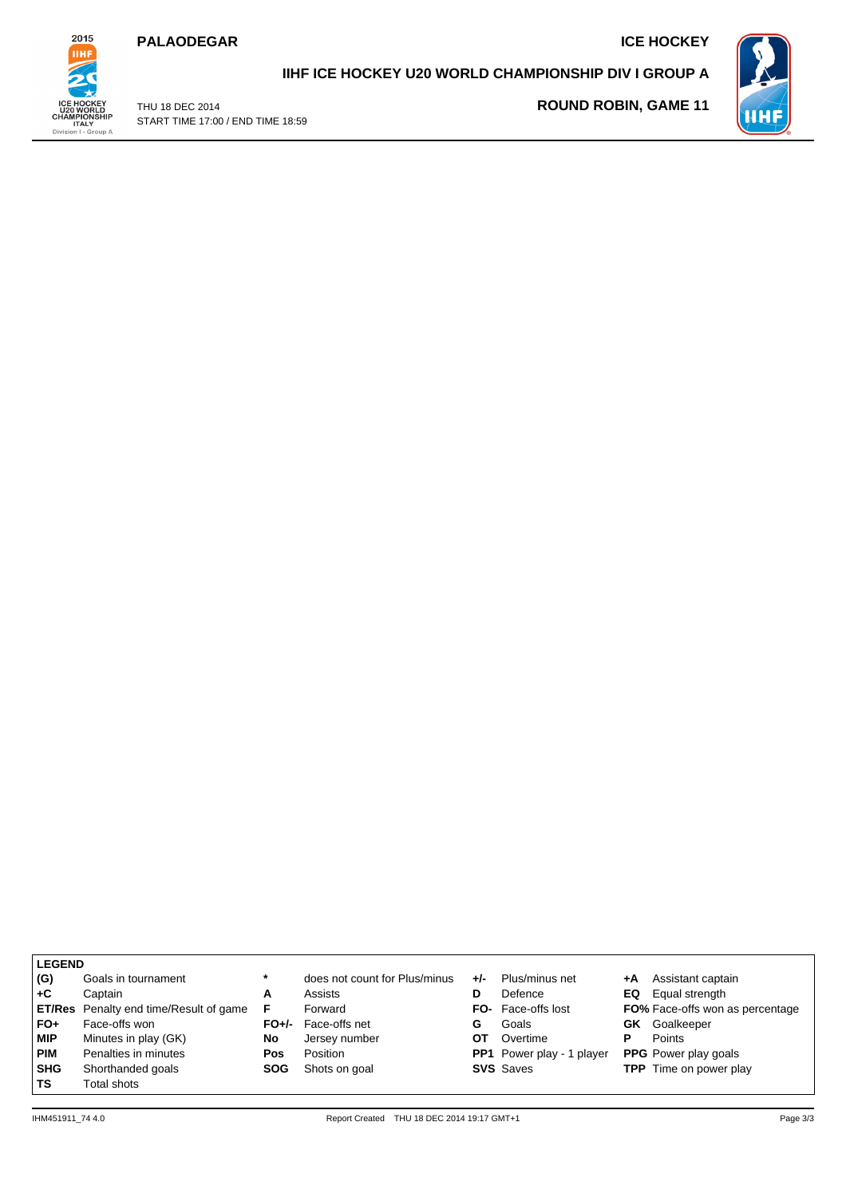**LEGEND**

| | | | | | | | |
|---|---|---|---|---|---|---|---|
| **(G)** | Goals in tournament | **\*** | does not count for Plus/minus | **+/-** | Plus/minus net | **+A** | Assistant captain |
| **+C** | Captain | **A** | Assists | **D** | Defence | **EQ** | Equal strength |
| **ET/Res** | Penalty end time/Result of game | **F** | Forward | **FO-** | Face-offs lost | **FO%** | Face-offs won as percentage |
| **FO+** | Face-offs won | **FO+/-** | Face-offs net | **G** | Goals | **GK** | Goalkeeper |
| **MIP** | Minutes in play (GK) | **No** | Jersey number | **OT** | Overtime | **P** | Points |
| **PIM** | Penalties in minutes | **Pos** | Position | **PP1** | Power play - 1 player | **PPG** | Power play goals |
| **SHG** | Shorthanded goals | **SOG** | Shots on goal | **SVS** | Saves | **TPP** | Time on power play |
| **TS** | Total shots | | | | | | |

IHM451911_74 4.0 Report Created THU 18 DEC 2014 19:17 GMT+1